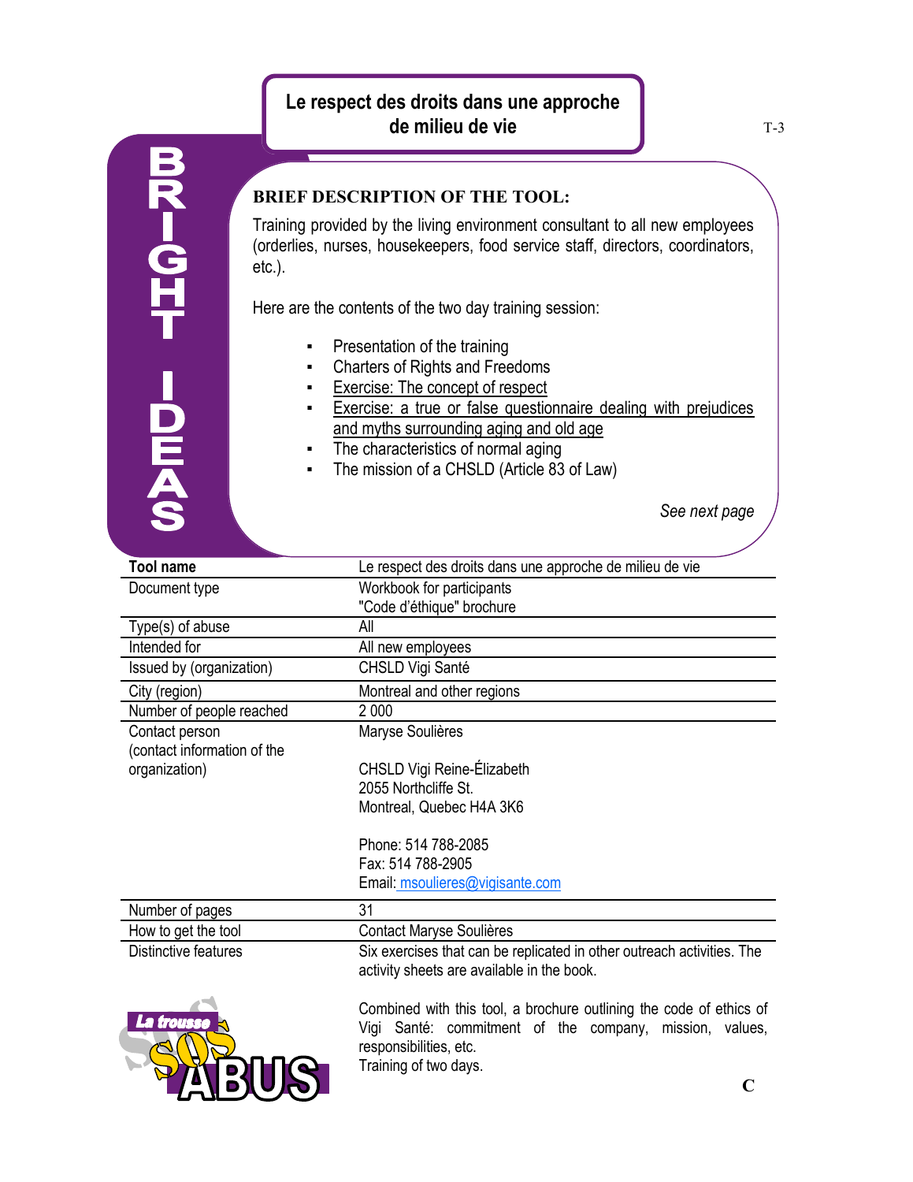# Le respect des droits dans une approche de milieu de vie

T-3

BRIGHT IDEAS

### BRIEF DESCRIPTION OF THE TOOL:

Training provided by the living environment consultant to all new employees (orderlies, nurses, housekeepers, food service staff, directors, coordinators, etc.).

Here are the contents of the two day training session:

- Presentation of the training
- Charters of Rights and Freedoms
- Exercise: The concept of respect
- Exercise: a true or false questionnaire dealing with prejudices and myths surrounding aging and old age
- The characteristics of normal aging
- The mission of a CHSLD (Article 83 of Law)

*See next page*

| Tool name | Le respect des droits dans une approche de milieu de vie |
|---|---|
| Document type | Workbook for participants<br>"Code d'éthique" brochure |
| Type(s) of abuse | All |
| Intended for | All new employees |
| Issued by (organization) | CHSLD Vigi Santé |
| City (region) | Montreal and other regions |
| Number of people reached | 2 000 |
| Contact person (contact information of the organization) | Maryse Soulières<br><br>CHSLD Vigi Reine-Élizabeth<br>2055 Northcliffe St.<br>Montreal, Quebec H4A 3K6<br><br>Phone: 514 788-2085<br>Fax: 514 788-2905<br>Email: msoulieres@vigisante.com |
| Number of pages | 31 |
| How to get the tool | Contact Maryse Soulières |
| Distinctive features | Six exercises that can be replicated in other outreach activities. The activity sheets are available in the book.<br><br>Combined with this tool, a brochure outlining the code of ethics of Vigi Santé: commitment of the company, mission, values, responsibilities, etc.<br>Training of two days. |

La trousse SOS ABUS

C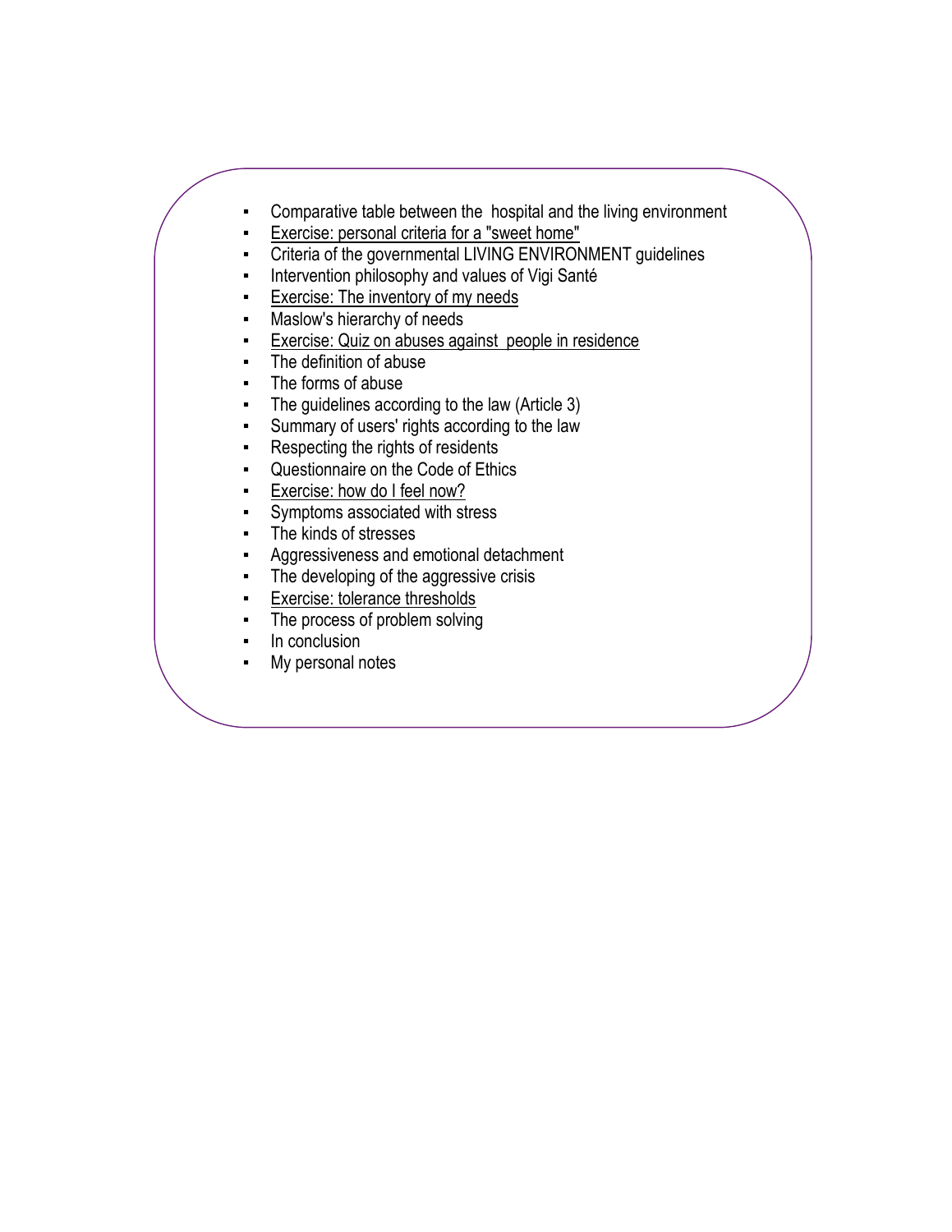- Comparative table between the hospital and the living environment
- Exercise: personal criteria for a "sweet home"
- Criteria of the governmental LIVING ENVIRONMENT guidelines
- Intervention philosophy and values of Vigi Santé
- Exercise: The inventory of my needs
- Maslow's hierarchy of needs
- Exercise: Quiz on abuses against people in residence
- The definition of abuse
- The forms of abuse
- The guidelines according to the law (Article 3)
- Summary of users' rights according to the law
- Respecting the rights of residents
- Questionnaire on the Code of Ethics
- Exercise: how do I feel now?
- Symptoms associated with stress
- The kinds of stresses
- Aggressiveness and emotional detachment
- The developing of the aggressive crisis
- Exercise: tolerance thresholds
- The process of problem solving
- In conclusion
- My personal notes